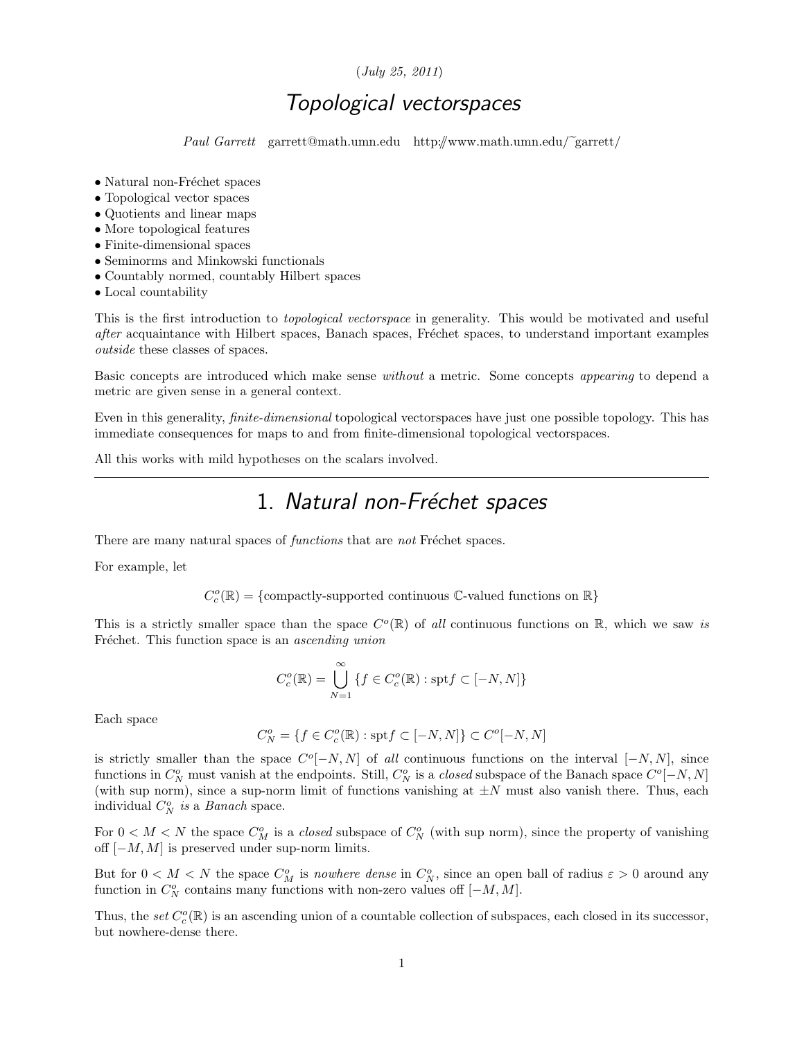(*July 25, 2011*)

# *Topological vectorspaces*

*Paul Garrett* garrett@math.umn.edu http://www.math.umn.edu/~garrett/

- Natural non-Fréchet spaces
- Topological vector spaces
- Quotients and linear maps
- More topological features
- Finite-dimensional spaces
- Seminorms and Minkowski functionals
- Countably normed, countably Hilbert spaces
- Local countability

This is the first introduction to *topological vectorspace* in generality. This would be motivated and useful *after* acquaintance with Hilbert spaces, Banach spaces, Fréchet spaces, to understand important examples *outside* these classes of spaces.

Basic concepts are introduced which make sense *without* a metric. Some concepts *appearing* to depend a metric are given sense in a general context.

Even in this generality, *finite-dimensional* topological vectorspaces have just one possible topology. This has immediate consequences for maps to and from finite-dimensional topological vectorspaces.

All this works with mild hypotheses on the scalars involved.

---

## 1. *Natural non-Fréchet spaces*

There are many natural spaces of *functions* that are *not* Fréchet spaces.

For example, let

$$C_c^o(\mathbb{R}) = \{\text{compactly-supported continuous } \mathbb{C}\text{-valued functions on } \mathbb{R}\}$$

This is a strictly smaller space than the space $C^o(\mathbb{R})$ of *all* continuous functions on $\mathbb{R}$, which we saw *is* Fréchet. This function space is an *ascending union*

$$C_c^o(\mathbb{R}) = \bigcup_{N=1}^{\infty} \{f \in C_c^o(\mathbb{R}) : \mathrm{spt} f \subset [-N, N]\}$$

Each space

$$C_N^o = \{f \in C_c^o(\mathbb{R}) : \mathrm{spt} f \subset [-N, N]\} \subset C^o[-N, N]$$

is strictly smaller than the space $C^o[-N, N]$ of *all* continuous functions on the interval $[-N, N]$, since functions in $C_N^o$ must vanish at the endpoints. Still, $C_N^o$ is a *closed* subspace of the Banach space $C^o[-N, N]$ (with sup norm), since a sup-norm limit of functions vanishing at $\pm N$ must also vanish there. Thus, each individual $C_N^o$ *is* a *Banach* space.

For $0 < M < N$ the space $C_M^o$ is a *closed* subspace of $C_N^o$ (with sup norm), since the property of vanishing off $[-M, M]$ is preserved under sup-norm limits.

But for $0 < M < N$ the space $C_M^o$ is *nowhere dense* in $C_N^o$, since an open ball of radius $\varepsilon > 0$ around any function in $C_N^o$ contains many functions with non-zero values off $[-M, M]$.

Thus, the *set* $C_c^o(\mathbb{R})$ is an ascending union of a countable collection of subspaces, each closed in its successor, but nowhere-dense there.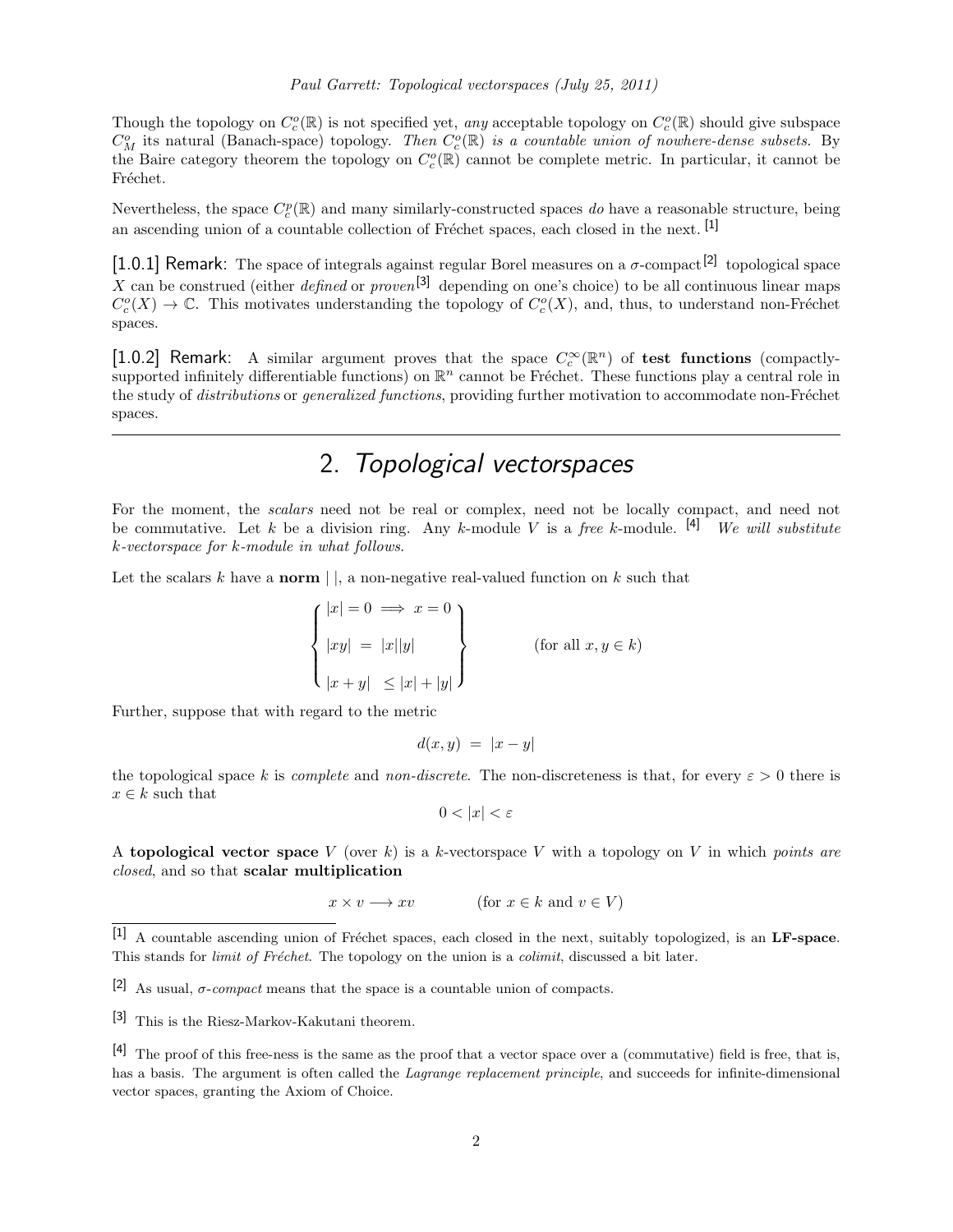Though the topology on $C^o_c(\mathbb{R})$ is not specified yet, *any* acceptable topology on $C^o_c(\mathbb{R})$ should give subspace $C^o_M$ its natural (Banach-space) topology. *Then $C^o_c(\mathbb{R})$ is a countable union of nowhere-dense subsets.* By the Baire category theorem the topology on $C^o_c(\mathbb{R})$ cannot be complete metric. In particular, it cannot be Fréchet.

Nevertheless, the space $C^p_c(\mathbb{R})$ and many similarly-constructed spaces *do* have a reasonable structure, being an ascending union of a countable collection of Fréchet spaces, each closed in the next. [1]

[1.0.1] **Remark:** The space of integrals against regular Borel measures on a $\sigma$-compact[2] topological space $X$ can be construed (either *defined* or *proven*[3] depending on one's choice) to be all continuous linear maps $C^o_c(X) \to \mathbb{C}$. This motivates understanding the topology of $C^o_c(X)$, and, thus, to understand non-Fréchet spaces.

[1.0.2] **Remark:** A similar argument proves that the space $C^\infty_c(\mathbb{R}^n)$ of **test functions** (compactly-supported infinitely differentiable functions) on $\mathbb{R}^n$ cannot be Fréchet. These functions play a central role in the study of *distributions* or *generalized functions*, providing further motivation to accommodate non-Fréchet spaces.

---

## 2. *Topological vectorspaces*

For the moment, the *scalars* need not be real or complex, need not be locally compact, and need not be commutative. Let $k$ be a division ring. Any $k$-module $V$ is a *free* $k$-module. [4] *We will substitute $k$-vectorspace for $k$-module in what follows.*

Let the scalars $k$ have a **norm** $|\,|$, a non-negative real-valued function on $k$ such that

$$\left\{ \begin{array}{l} |x| = 0 \implies x = 0 \\ \\ |xy| \;=\; |x||y| \\ \\ |x+y| \;\; \leq |x| + |y| \end{array} \right\} \qquad\qquad \text{(for all } x, y \in k)$$

Further, suppose that with regard to the metric

$$d(x,y) \;=\; |x - y|$$

the topological space $k$ is *complete* and *non-discrete*. The non-discreteness is that, for every $\varepsilon > 0$ there is $x \in k$ such that

$$0 < |x| < \varepsilon$$

A **topological vector space** $V$ (over $k$) is a $k$-vectorspace $V$ with a topology on $V$ in which *points are closed*, and so that **scalar multiplication**

$$x \times v \longrightarrow xv \qquad\qquad \text{(for } x \in k \text{ and } v \in V)$$

---

[1] A countable ascending union of Fréchet spaces, each closed in the next, suitably topologized, is an **LF-space**. This stands for *limit of Fréchet*. The topology on the union is a *colimit*, discussed a bit later.

[2] As usual, *$\sigma$-compact* means that the space is a countable union of compacts.

[3] This is the Riesz-Markov-Kakutani theorem.

[4] The proof of this free-ness is the same as the proof that a vector space over a (commutative) field is free, that is, has a basis. The argument is often called the *Lagrange replacement principle*, and succeeds for infinite-dimensional vector spaces, granting the Axiom of Choice.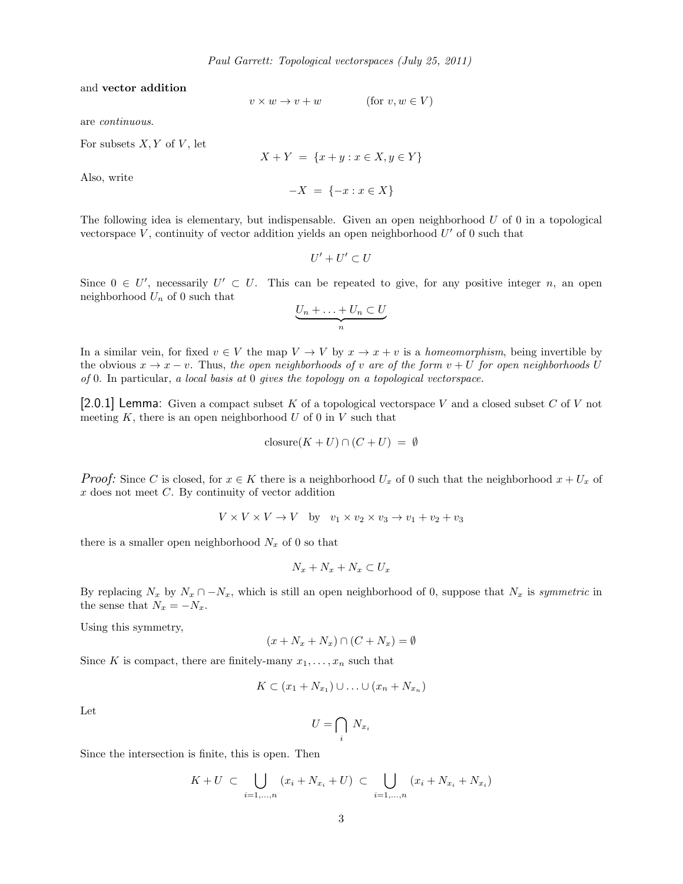and **vector addition**

$$v \times w \to v + w \qquad \text{(for } v, w \in V\text{)}$$

are *continuous*.

For subsets $X, Y$ of $V$, let

$$X + Y \;=\; \{x + y : x \in X, y \in Y\}$$

Also, write

$$-X \;=\; \{-x : x \in X\}$$

The following idea is elementary, but indispensable. Given an open neighborhood $U$ of 0 in a topological vectorspace $V$, continuity of vector addition yields an open neighborhood $U'$ of 0 such that

$$U' + U' \subset U$$

Since $0 \in U'$, necessarily $U' \subset U$. This can be repeated to give, for any positive integer $n$, an open neighborhood $U_n$ of 0 such that

$$\underbrace{U_n + \ldots + U_n}_{n} \subset U$$

In a similar vein, for fixed $v \in V$ the map $V \to V$ by $x \to x + v$ is a *homeomorphism*, being invertible by the obvious $x \to x - v$. Thus, *the open neighborhoods of $v$ are of the form $v + U$ for open neighborhoods $U$ of 0*. In particular, *a local basis at 0 gives the topology on a topological vectorspace.*

**[2.0.1] Lemma:** Given a compact subset $K$ of a topological vectorspace $V$ and a closed subset $C$ of $V$ not meeting $K$, there is an open neighborhood $U$ of 0 in $V$ such that

$$\text{closure}(K + U) \cap (C + U) \;=\; \emptyset$$

***Proof:*** Since $C$ is closed, for $x \in K$ there is a neighborhood $U_x$ of 0 such that the neighborhood $x + U_x$ of $x$ does not meet $C$. By continuity of vector addition

$$V \times V \times V \to V \quad \text{by} \quad v_1 \times v_2 \times v_3 \to v_1 + v_2 + v_3$$

there is a smaller open neighborhood $N_x$ of 0 so that

$$N_x + N_x + N_x \subset U_x$$

By replacing $N_x$ by $N_x \cap -N_x$, which is still an open neighborhood of 0, suppose that $N_x$ is *symmetric* in the sense that $N_x = -N_x$.

Using this symmetry,

$$(x + N_x + N_x) \cap (C + N_x) = \emptyset$$

Since $K$ is compact, there are finitely-many $x_1, \ldots, x_n$ such that

$$K \subset (x_1 + N_{x_1}) \cup \ldots \cup (x_n + N_{x_n})$$

Let

$$U = \bigcap_i N_{x_i}$$

Since the intersection is finite, this is open. Then

$$K + U \;\subset\; \bigcup_{i=1,\ldots,n} (x_i + N_{x_i} + U) \;\subset\; \bigcup_{i=1,\ldots,n} (x_i + N_{x_i} + N_{x_i})$$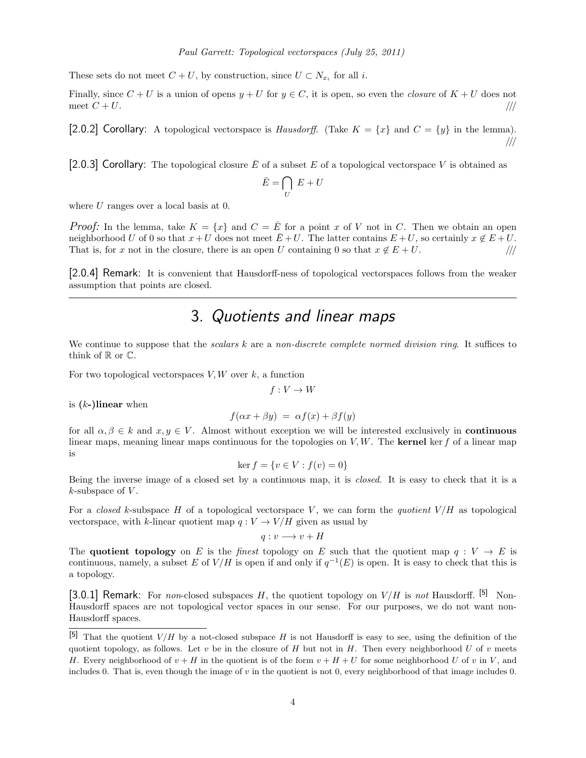These sets do not meet $C + U$, by construction, since $U \subset N_{x_i}$ for all $i$.

Finally, since $C + U$ is a union of opens $y + U$ for $y \in C$, it is open, so even the *closure* of $K + U$ does not meet $C + U$. ///

**[2.0.2] Corollary:** A topological vectorspace is *Hausdorff*. (Take $K = \{x\}$ and $C = \{y\}$ in the lemma). ///

**[2.0.3] Corollary:** The topological closure $\bar{E}$ of a subset $E$ of a topological vectorspace $V$ is obtained as

$$\bar{E} = \bigcap_U \; E + U$$

where $U$ ranges over a local basis at 0.

***Proof:*** In the lemma, take $K = \{x\}$ and $C = \bar{E}$ for a point $x$ of $V$ not in $C$. Then we obtain an open neighborhood $U$ of 0 so that $x + U$ does not meet $\bar{E} + U$. The latter contains $E + U$, so certainly $x \notin E + U$. That is, for $x$ not in the closure, there is an open $U$ containing 0 so that $x \notin E + U$. ///

**[2.0.4] Remark:** It is convenient that Hausdorff-ness of topological vectorspaces follows from the weaker assumption that points are closed.

# 3. *Quotients and linear maps*

We continue to suppose that the *scalars* $k$ are a *non-discrete complete normed division ring*. It suffices to think of $\mathbb{R}$ or $\mathbb{C}$.

For two topological vectorspaces $V, W$ over $k$, a function

$$f : V \to W$$

is **($k$-)linear** when

$$f(\alpha x + \beta y) \;=\; \alpha f(x) + \beta f(y)$$

for all $\alpha, \beta \in k$ and $x, y \in V$. Almost without exception we will be interested exclusively in **continuous** linear maps, meaning linear maps continuous for the topologies on $V, W$. The **kernel** $\ker f$ of a linear map is

$$\ker f = \{v \in V : f(v) = 0\}$$

Being the inverse image of a closed set by a continuous map, it is *closed*. It is easy to check that it is a $k$-subspace of $V$.

For a *closed* $k$-subspace $H$ of a topological vectorspace $V$, we can form the *quotient* $V/H$ as topological vectorspace, with $k$-linear quotient map $q : V \to V/H$ given as usual by

$$q : v \longrightarrow v + H$$

The **quotient topology** on $E$ is the *finest* topology on $E$ such that the quotient map $q : V \to E$ is continuous, namely, a subset $E$ of $V/H$ is open if and only if $q^{-1}(E)$ is open. It is easy to check that this is a topology.

**[3.0.1] Remark:** For *non*-closed subspaces $H$, the quotient topology on $V/H$ is *not* Hausdorff. [5] Non-Hausdorff spaces are not topological vector spaces in our sense. For our purposes, we do not want non-Hausdorff spaces.

---

[5] That the quotient $V/H$ by a not-closed subspace $H$ is not Hausdorff is easy to see, using the definition of the quotient topology, as follows. Let $v$ be in the closure of $H$ but not in $H$. Then every neighborhood $U$ of $v$ meets $H$. Every neighborhood of $v + H$ in the quotient is of the form $v + H + U$ for some neighborhood $U$ of $v$ in $V$, and includes 0. That is, even though the image of $v$ in the quotient is not 0, every neighborhood of that image includes 0.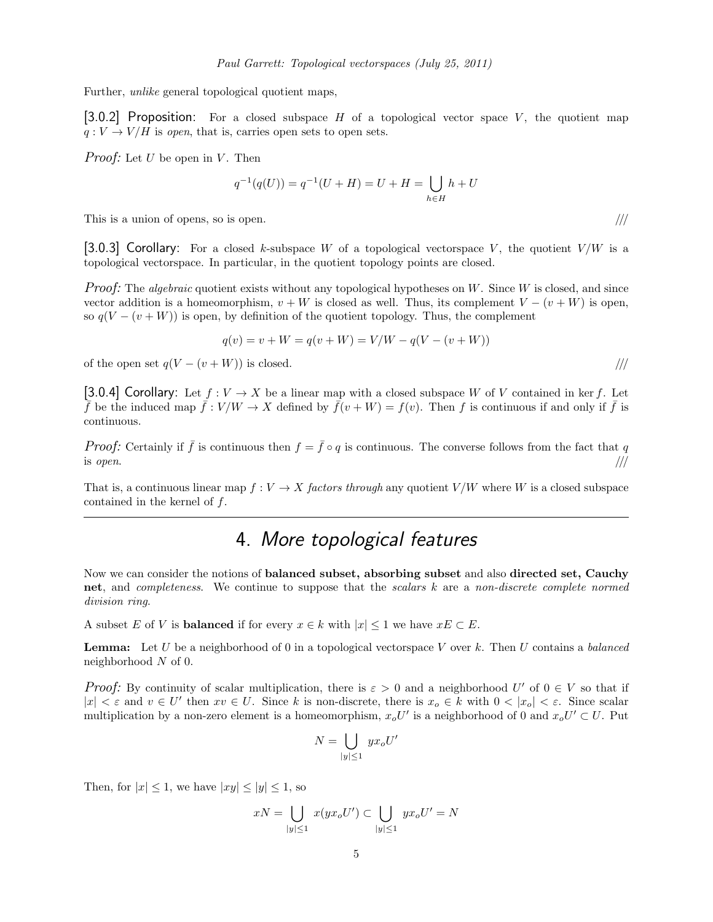Further, *unlike* general topological quotient maps,

**[3.0.2] Proposition:** For a closed subspace $H$ of a topological vector space $V$, the quotient map $q : V \to V/H$ is *open*, that is, carries open sets to open sets.

*Proof:* Let $U$ be open in $V$. Then

$$q^{-1}(q(U)) = q^{-1}(U + H) = U + H = \bigcup_{h \in H} h + U$$

This is a union of opens, so is open. ///

**[3.0.3] Corollary:** For a closed $k$-subspace $W$ of a topological vectorspace $V$, the quotient $V/W$ is a topological vectorspace. In particular, in the quotient topology points are closed.

*Proof:* The *algebraic* quotient exists without any topological hypotheses on $W$. Since $W$ is closed, and since vector addition is a homeomorphism, $v + W$ is closed as well. Thus, its complement $V - (v + W)$ is open, so $q(V - (v + W))$ is open, by definition of the quotient topology. Thus, the complement

$$q(v) = v + W = q(v + W) = V/W - q(V - (v + W))$$

of the open set $q(V - (v + W))$ is closed. ///

**[3.0.4] Corollary:** Let $f : V \to X$ be a linear map with a closed subspace $W$ of $V$ contained in $\ker f$. Let $\bar{f}$ be the induced map $\bar{f} : V/W \to X$ defined by $\bar{f}(v + W) = f(v)$. Then $f$ is continuous if and only if $\bar{f}$ is continuous.

*Proof:* Certainly if $\bar{f}$ is continuous then $f = \bar{f} \circ q$ is continuous. The converse follows from the fact that $q$ is *open*. ///

That is, a continuous linear map $f : V \to X$ *factors through* any quotient $V/W$ where $W$ is a closed subspace contained in the kernel of $f$.

---

# 4. *More topological features*

Now we can consider the notions of **balanced subset, absorbing subset** and also **directed set, Cauchy net**, and *completeness*. We continue to suppose that the *scalars* $k$ are a *non-discrete complete normed division ring*.

A subset $E$ of $V$ is **balanced** if for every $x \in k$ with $|x| \leq 1$ we have $xE \subset E$.

**Lemma:** Let $U$ be a neighborhood of 0 in a topological vectorspace $V$ over $k$. Then $U$ contains a *balanced* neighborhood $N$ of 0.

*Proof:* By continuity of scalar multiplication, there is $\varepsilon > 0$ and a neighborhood $U'$ of $0 \in V$ so that if $|x| < \varepsilon$ and $v \in U'$ then $xv \in U$. Since $k$ is non-discrete, there is $x_o \in k$ with $0 < |x_o| < \varepsilon$. Since scalar multiplication by a non-zero element is a homeomorphism, $x_o U'$ is a neighborhood of 0 and $x_o U' \subset U$. Put

$$N = \bigcup_{|y| \leq 1} y x_o U'$$

Then, for $|x| \leq 1$, we have $|xy| \leq |y| \leq 1$, so

$$xN = \bigcup_{|y| \leq 1} x(y x_o U') \subset \bigcup_{|y| \leq 1} y x_o U' = N$$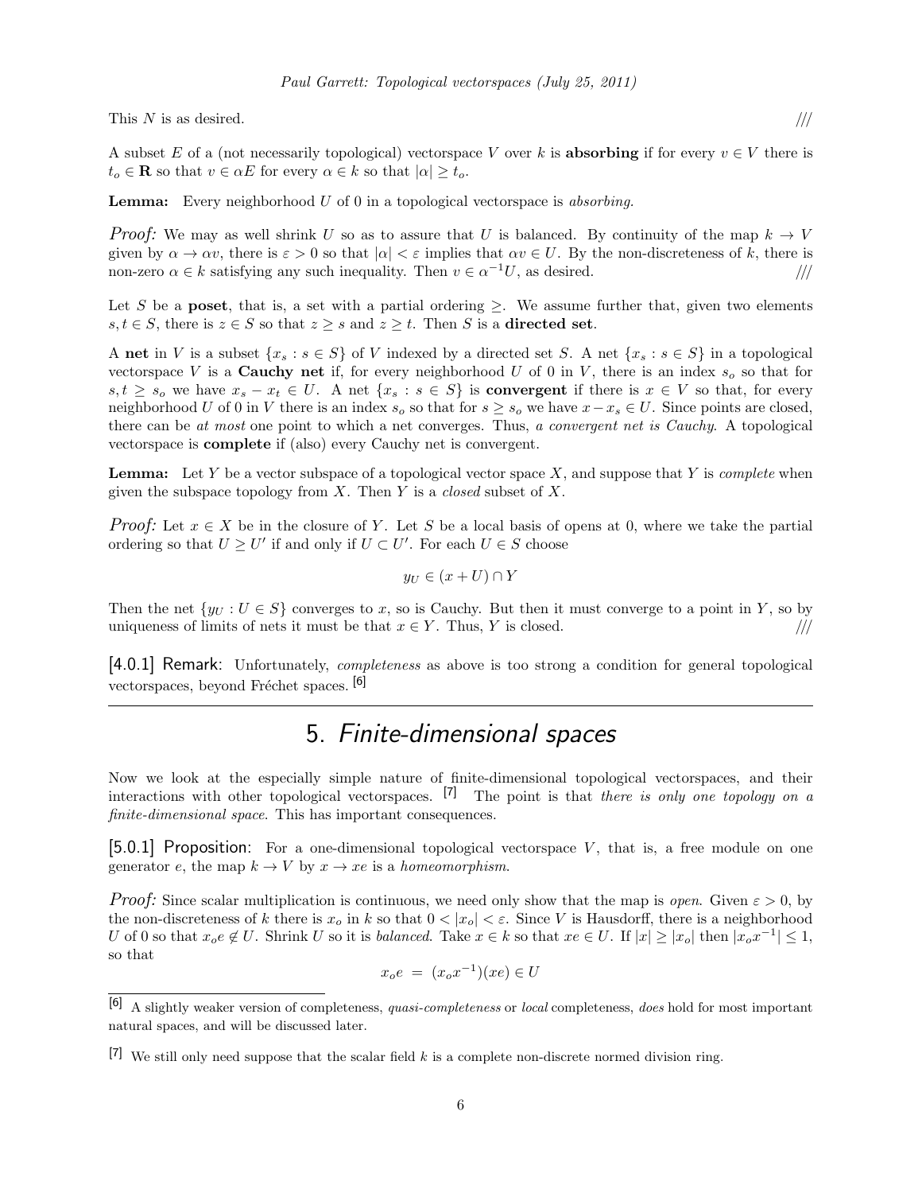This $N$ is as desired. ///

A subset $E$ of a (not necessarily topological) vectorspace $V$ over $k$ is **absorbing** if for every $v \in V$ there is $t_o \in \mathbf{R}$ so that $v \in \alpha E$ for every $\alpha \in k$ so that $|\alpha| \geq t_o$.

**Lemma:** Every neighborhood $U$ of 0 in a topological vectorspace is *absorbing*.

*Proof:* We may as well shrink $U$ so as to assure that $U$ is balanced. By continuity of the map $k \to V$ given by $\alpha \to \alpha v$, there is $\varepsilon > 0$ so that $|\alpha| < \varepsilon$ implies that $\alpha v \in U$. By the non-discreteness of $k$, there is non-zero $\alpha \in k$ satisfying any such inequality. Then $v \in \alpha^{-1} U$, as desired. ///

Let $S$ be a **poset**, that is, a set with a partial ordering $\geq$. We assume further that, given two elements $s, t \in S$, there is $z \in S$ so that $z \geq s$ and $z \geq t$. Then $S$ is a **directed set**.

A **net** in $V$ is a subset $\{x_s : s \in S\}$ of $V$ indexed by a directed set $S$. A net $\{x_s : s \in S\}$ in a topological vectorspace $V$ is a **Cauchy net** if, for every neighborhood $U$ of 0 in $V$, there is an index $s_o$ so that for $s, t \geq s_o$ we have $x_s - x_t \in U$. A net $\{x_s : s \in S\}$ is **convergent** if there is $x \in V$ so that, for every neighborhood $U$ of 0 in $V$ there is an index $s_o$ so that for $s \geq s_o$ we have $x - x_s \in U$. Since points are closed, there can be *at most* one point to which a net converges. Thus, *a convergent net is Cauchy*. A topological vectorspace is **complete** if (also) every Cauchy net is convergent.

**Lemma:** Let $Y$ be a vector subspace of a topological vector space $X$, and suppose that $Y$ is *complete* when given the subspace topology from $X$. Then $Y$ is a *closed* subset of $X$.

*Proof:* Let $x \in X$ be in the closure of $Y$. Let $S$ be a local basis of opens at 0, where we take the partial ordering so that $U \geq U'$ if and only if $U \subset U'$. For each $U \in S$ choose

$$y_U \in (x + U) \cap Y$$

Then the net $\{y_U : U \in S\}$ converges to $x$, so is Cauchy. But then it must converge to a point in $Y$, so by uniqueness of limits of nets it must be that $x \in Y$. Thus, $Y$ is closed. ///

**[4.0.1] Remark:** Unfortunately, *completeness* as above is too strong a condition for general topological vectorspaces, beyond Fréchet spaces. [6]

## 5. *Finite-dimensional spaces*

Now we look at the especially simple nature of finite-dimensional topological vectorspaces, and their interactions with other topological vectorspaces. [7] The point is that *there is only one topology on a finite-dimensional space*. This has important consequences.

**[5.0.1] Proposition:** For a one-dimensional topological vectorspace $V$, that is, a free module on one generator $e$, the map $k \to V$ by $x \to xe$ is a *homeomorphism*.

*Proof:* Since scalar multiplication is continuous, we need only show that the map is *open*. Given $\varepsilon > 0$, by the non-discreteness of $k$ there is $x_o$ in $k$ so that $0 < |x_o| < \varepsilon$. Since $V$ is Hausdorff, there is a neighborhood $U$ of 0 so that $x_o e \notin U$. Shrink $U$ so it is *balanced*. Take $x \in k$ so that $xe \in U$. If $|x| \geq |x_o|$ then $|x_o x^{-1}| \leq 1$, so that

$$x_o e \;=\; (x_o x^{-1})(xe) \in U$$

---

[6] A slightly weaker version of completeness, *quasi-completeness* or *local* completeness, *does* hold for most important natural spaces, and will be discussed later.

[7] We still only need suppose that the scalar field $k$ is a complete non-discrete normed division ring.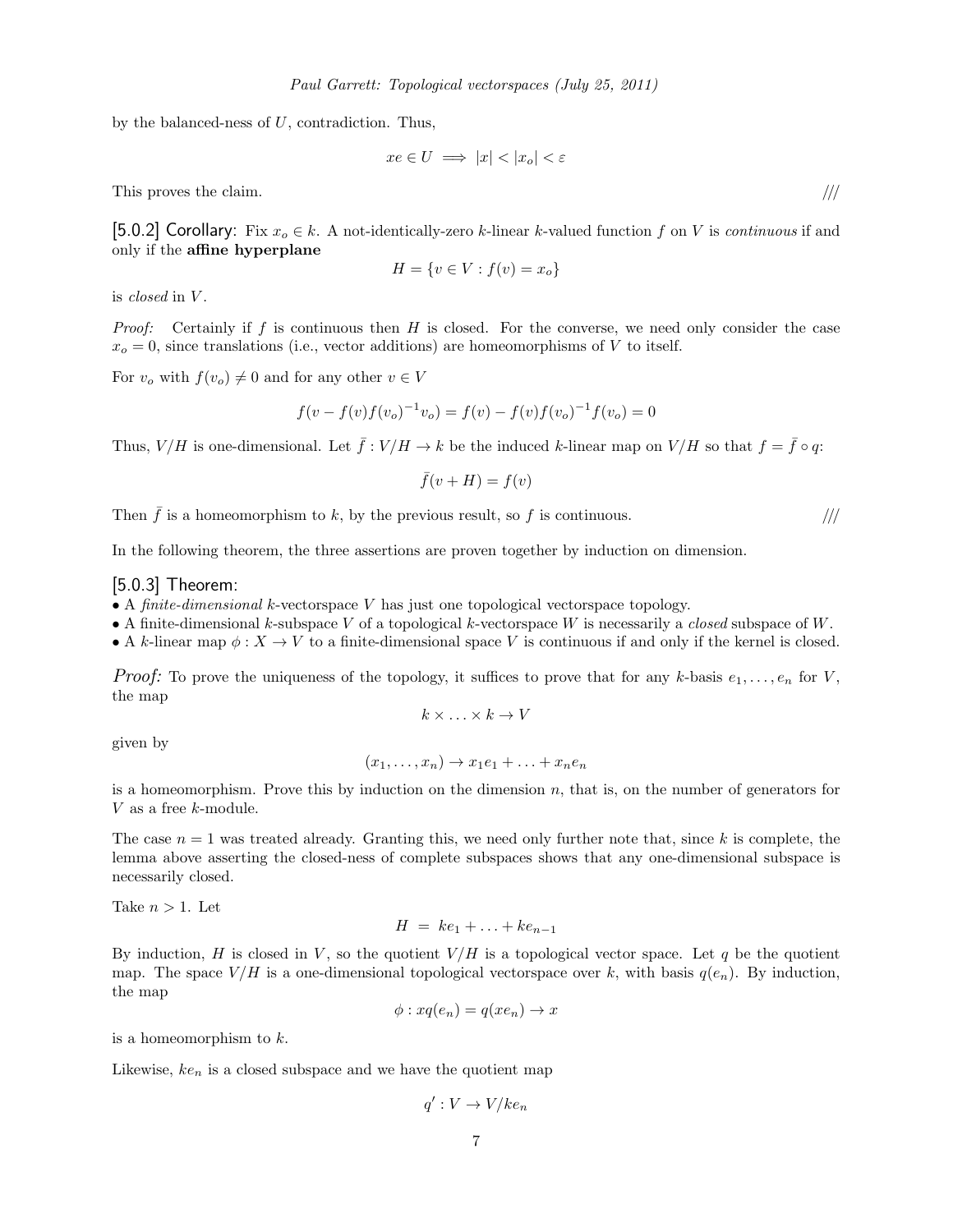by the balanced-ness of $U$, contradiction. Thus,

$$xe \in U \implies |x| < |x_o| < \varepsilon$$

This proves the claim. ///

**[5.0.2] Corollary:** Fix $x_o \in k$. A not-identically-zero $k$-linear $k$-valued function $f$ on $V$ is *continuous* if and only if the **affine hyperplane**

$$H = \{v \in V : f(v) = x_o\}$$

is *closed* in $V$.

*Proof:* Certainly if $f$ is continuous then $H$ is closed. For the converse, we need only consider the case $x_o = 0$, since translations (i.e., vector additions) are homeomorphisms of $V$ to itself.

For $v_o$ with $f(v_o) \neq 0$ and for any other $v \in V$

$$f(v - f(v)f(v_o)^{-1}v_o) = f(v) - f(v)f(v_o)^{-1}f(v_o) = 0$$

Thus, $V/H$ is one-dimensional. Let $\bar{f} : V/H \to k$ be the induced $k$-linear map on $V/H$ so that $f = \bar{f} \circ q$:

$$\bar{f}(v + H) = f(v)$$

Then $\bar{f}$ is a homeomorphism to $k$, by the previous result, so $f$ is continuous. ///

In the following theorem, the three assertions are proven together by induction on dimension.

**[5.0.3] Theorem:**

- A *finite-dimensional* $k$-vectorspace $V$ has just one topological vectorspace topology.
- A finite-dimensional $k$-subspace $V$ of a topological $k$-vectorspace $W$ is necessarily a *closed* subspace of $W$.
- A $k$-linear map $\phi : X \to V$ to a finite-dimensional space $V$ is continuous if and only if the kernel is closed.

*Proof:* To prove the uniqueness of the topology, it suffices to prove that for any $k$-basis $e_1, \ldots, e_n$ for $V$, the map

$$k \times \ldots \times k \to V$$

given by

$$(x_1, \ldots, x_n) \to x_1e_1 + \ldots + x_ne_n$$

is a homeomorphism. Prove this by induction on the dimension $n$, that is, on the number of generators for $V$ as a free $k$-module.

The case $n = 1$ was treated already. Granting this, we need only further note that, since $k$ is complete, the lemma above asserting the closed-ness of complete subspaces shows that any one-dimensional subspace is necessarily closed.

Take $n > 1$. Let

$$H \;=\; ke_1 + \ldots + ke_{n-1}$$

By induction, $H$ is closed in $V$, so the quotient $V/H$ is a topological vector space. Let $q$ be the quotient map. The space $V/H$ is a one-dimensional topological vectorspace over $k$, with basis $q(e_n)$. By induction, the map

$$\phi : xq(e_n) = q(xe_n) \to x$$

is a homeomorphism to $k$.

Likewise, $ke_n$ is a closed subspace and we have the quotient map

$$q' : V \to V/ke_n$$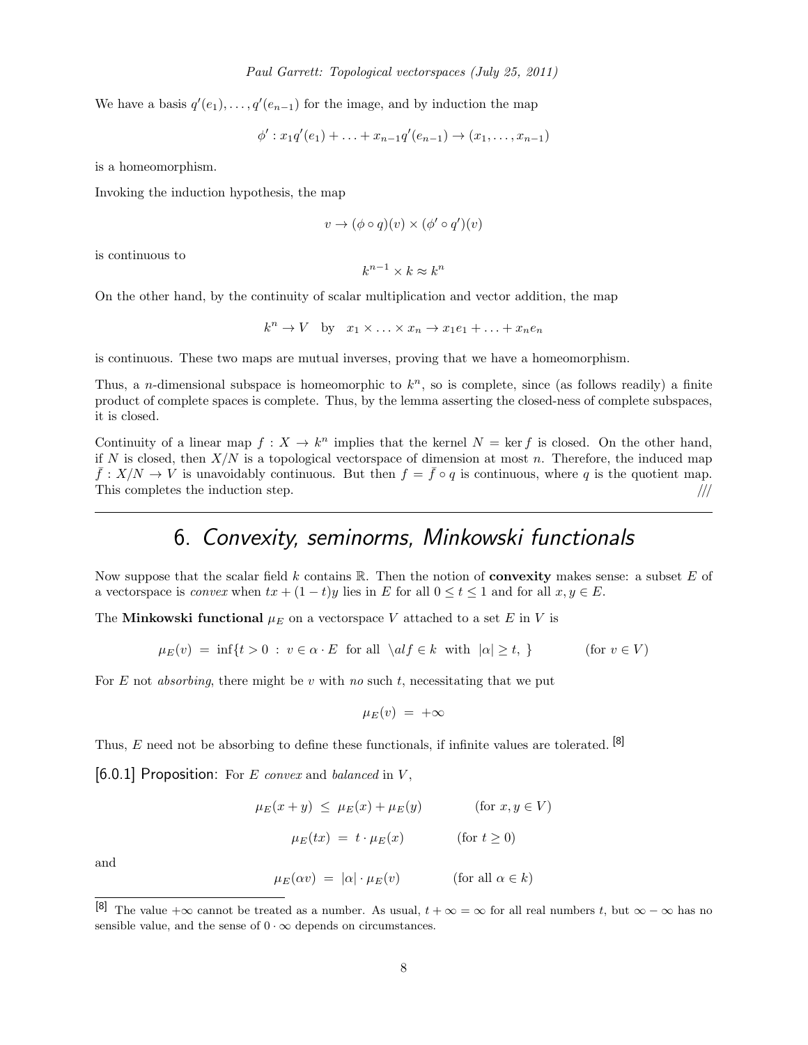We have a basis $q'(e_1), \ldots, q'(e_{n-1})$ for the image, and by induction the map

$$\phi' : x_1 q'(e_1) + \ldots + x_{n-1} q'(e_{n-1}) \to (x_1, \ldots, x_{n-1})$$

is a homeomorphism.

Invoking the induction hypothesis, the map

$$v \to (\phi \circ q)(v) \times (\phi' \circ q')(v)$$

is continuous to

$$k^{n-1} \times k \approx k^n$$

On the other hand, by the continuity of scalar multiplication and vector addition, the map

$$k^n \to V \quad \text{by} \quad x_1 \times \ldots \times x_n \to x_1 e_1 + \ldots + x_n e_n$$

is continuous. These two maps are mutual inverses, proving that we have a homeomorphism.

Thus, a $n$-dimensional subspace is homeomorphic to $k^n$, so is complete, since (as follows readily) a finite product of complete spaces is complete. Thus, by the lemma asserting the closed-ness of complete subspaces, it is closed.

Continuity of a linear map $f : X \to k^n$ implies that the kernel $N = \ker f$ is closed. On the other hand, if $N$ is closed, then $X/N$ is a topological vectorspace of dimension at most $n$. Therefore, the induced map $\bar{f} : X/N \to V$ is unavoidably continuous. But then $f = \bar{f} \circ q$ is continuous, where $q$ is the quotient map. This completes the induction step. ///

# 6. *Convexity, seminorms, Minkowski functionals*

Now suppose that the scalar field $k$ contains $\mathbb{R}$. Then the notion of **convexity** makes sense: a subset $E$ of a vectorspace is *convex* when $tx + (1-t)y$ lies in $E$ for all $0 \le t \le 1$ and for all $x, y \in E$.

The **Minkowski functional** $\mu_E$ on a vectorspace $V$ attached to a set $E$ in $V$ is

$$\mu_E(v) \;=\; \inf\{t > 0 \;:\; v \in \alpha \cdot E \;\text{ for all }\; \backslash alf \in k \;\text{ with }\; |\alpha| \ge t, \;\} \qquad (\text{for } v \in V)$$

For $E$ not *absorbing*, there might be $v$ with *no* such $t$, necessitating that we put

$$\mu_E(v) \;=\; +\infty$$

Thus, $E$ need not be absorbing to define these functionals, if infinite values are tolerated. [8]

**[6.0.1] Proposition:** For $E$ *convex* and *balanced* in $V$,

$$\mu_E(x+y) \;\le\; \mu_E(x) + \mu_E(y) \qquad (\text{for } x, y \in V)$$

$$\mu_E(tx) \;=\; t \cdot \mu_E(x) \qquad (\text{for } t \ge 0)$$

and

$$\mu_E(\alpha v) \;=\; |\alpha| \cdot \mu_E(v) \qquad (\text{for all } \alpha \in k)$$

[8] The value $+\infty$ cannot be treated as a number. As usual, $t + \infty = \infty$ for all real numbers $t$, but $\infty - \infty$ has no sensible value, and the sense of $0 \cdot \infty$ depends on circumstances.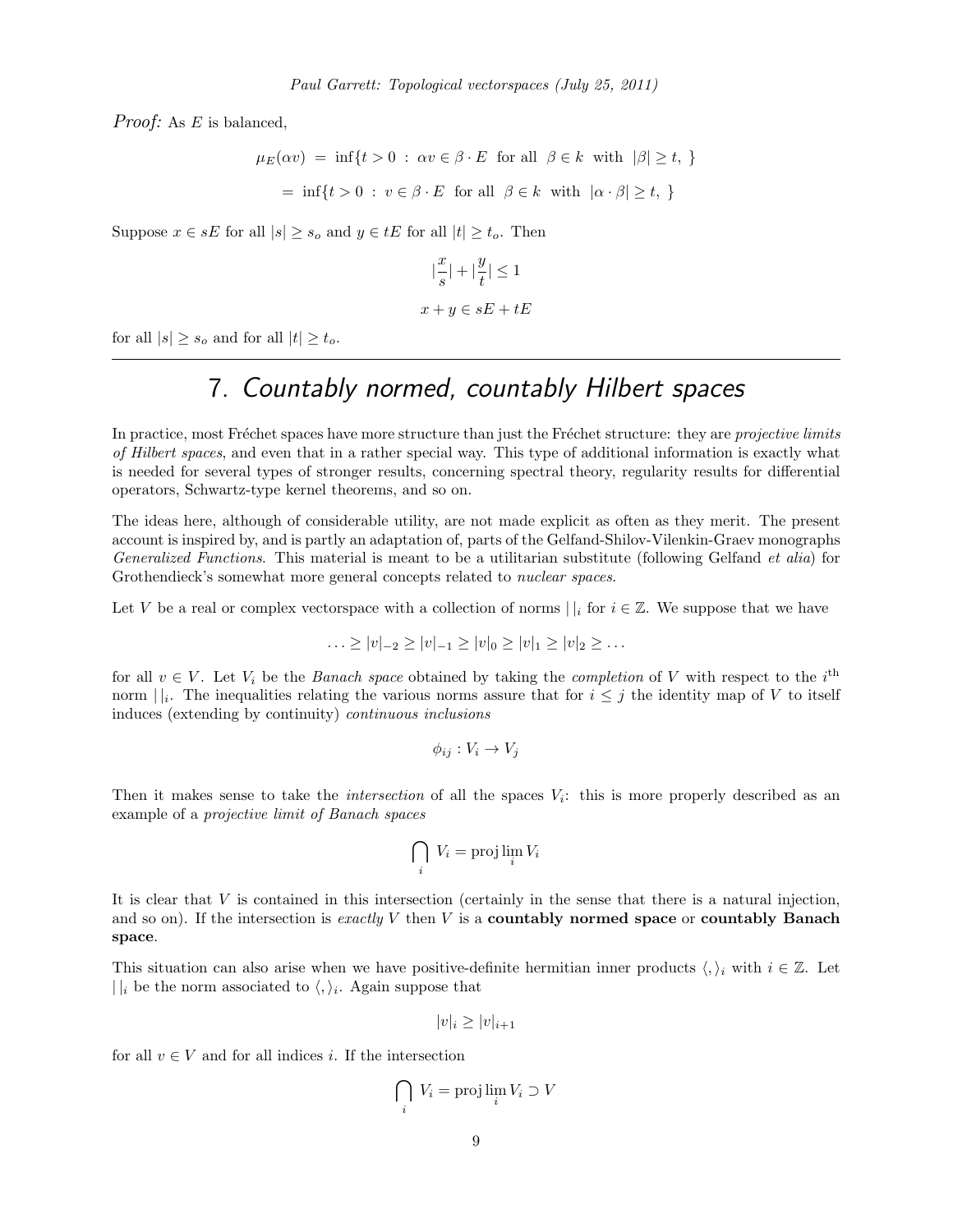*Proof:* As $E$ is balanced,

$$\mu_E(\alpha v) = \inf\{t > 0 \,:\, \alpha v \in \beta \cdot E \text{ for all } \beta \in k \text{ with } |\beta| \geq t, \}$$

$$= \inf\{t > 0 \,:\, v \in \beta \cdot E \text{ for all } \beta \in k \text{ with } |\alpha \cdot \beta| \geq t, \}$$

Suppose $x \in sE$ for all $|s| \geq s_o$ and $y \in tE$ for all $|t| \geq t_o$. Then

$$|\frac{x}{s}| + |\frac{y}{t}| \leq 1$$

$$x + y \in sE + tE$$

for all $|s| \geq s_o$ and for all $|t| \geq t_o$.

---

# 7. *Countably normed, countably Hilbert spaces*

In practice, most Fréchet spaces have more structure than just the Fréchet structure: they are *projective limits of Hilbert spaces*, and even that in a rather special way. This type of additional information is exactly what is needed for several types of stronger results, concerning spectral theory, regularity results for differential operators, Schwartz-type kernel theorems, and so on.

The ideas here, although of considerable utility, are not made explicit as often as they merit. The present account is inspired by, and is partly an adaptation of, parts of the Gelfand-Shilov-Vilenkin-Graev monographs *Generalized Functions*. This material is meant to be a utilitarian substitute (following Gelfand *et alia*) for Grothendieck's somewhat more general concepts related to *nuclear spaces*.

Let $V$ be a real or complex vectorspace with a collection of norms $|\,|_i$ for $i \in \mathbb{Z}$. We suppose that we have

$$\ldots \geq |v|_{-2} \geq |v|_{-1} \geq |v|_0 \geq |v|_1 \geq |v|_2 \geq \ldots$$

for all $v \in V$. Let $V_i$ be the *Banach space* obtained by taking the *completion* of $V$ with respect to the $i^{\text{th}}$ norm $|\,|_i$. The inequalities relating the various norms assure that for $i \leq j$ the identity map of $V$ to itself induces (extending by continuity) *continuous inclusions*

$$\phi_{ij} : V_i \to V_j$$

Then it makes sense to take the *intersection* of all the spaces $V_i$: this is more properly described as an example of a *projective limit of Banach spaces*

$$\bigcap_i V_i = \operatorname{proj}\lim_i V_i$$

It is clear that $V$ is contained in this intersection (certainly in the sense that there is a natural injection, and so on). If the intersection is *exactly* $V$ then $V$ is a **countably normed space** or **countably Banach space**.

This situation can also arise when we have positive-definite hermitian inner products $\langle , \rangle_i$ with $i \in \mathbb{Z}$. Let $|\,|_i$ be the norm associated to $\langle , \rangle_i$. Again suppose that

$$|v|_i \geq |v|_{i+1}$$

for all $v \in V$ and for all indices $i$. If the intersection

$$\bigcap_i V_i = \operatorname{proj}\lim_i V_i \supset V$$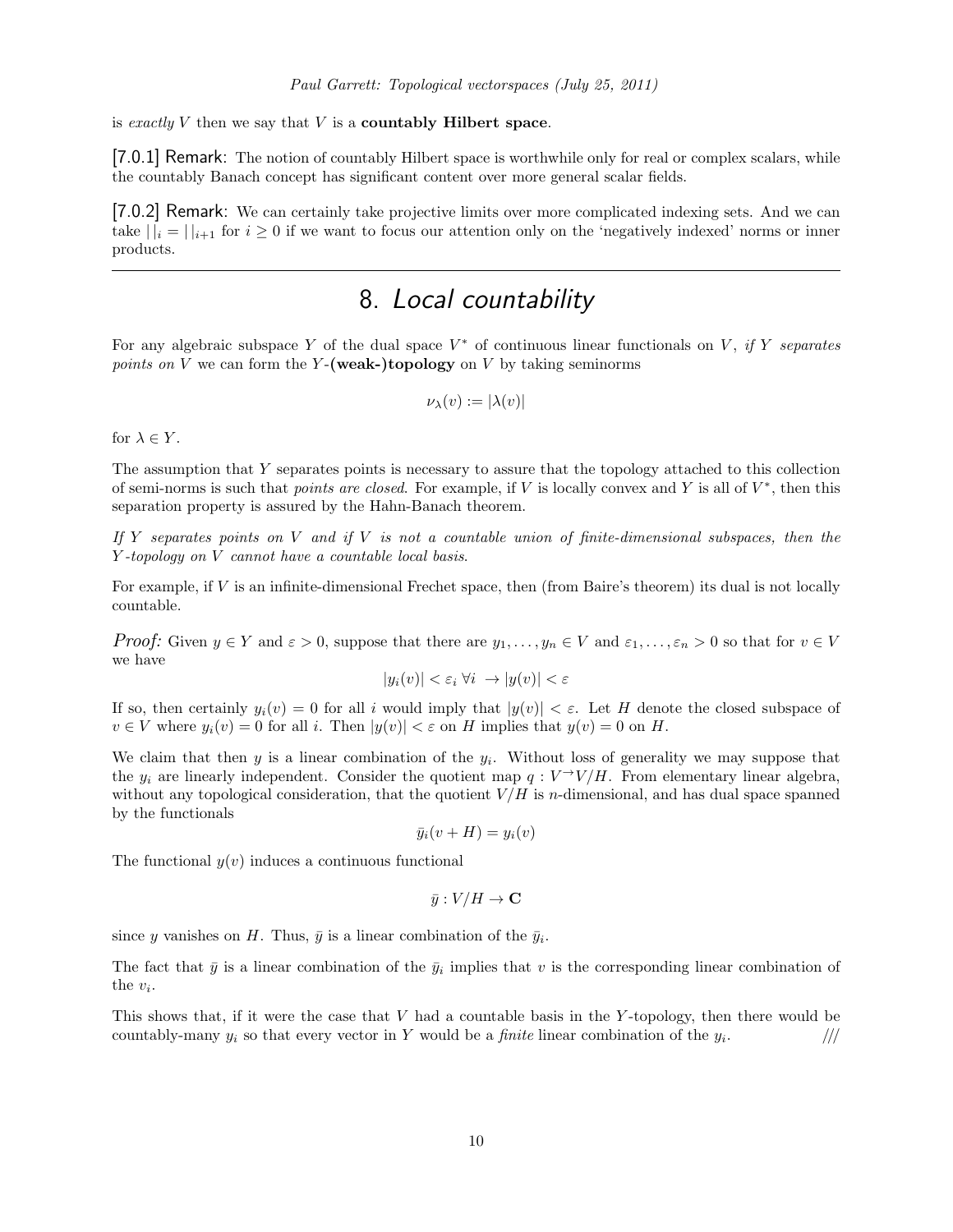is *exactly* $V$ then we say that $V$ is a **countably Hilbert space**.

[7.0.1] Remark: The notion of countably Hilbert space is worthwhile only for real or complex scalars, while the countably Banach concept has significant content over more general scalar fields.

[7.0.2] Remark: We can certainly take projective limits over more complicated indexing sets. And we can take $|\,|_i = |\,|_{i+1}$ for $i \geq 0$ if we want to focus our attention only on the 'negatively indexed' norms or inner products.

# 8. *Local countability*

For any algebraic subspace $Y$ of the dual space $V^*$ of continuous linear functionals on $V$, *if $Y$ separates points on $V$* we can form the $Y$-**(weak-)topology** on $V$ by taking seminorms

$$\nu_\lambda(v) := |\lambda(v)|$$

for $\lambda \in Y$.

The assumption that $Y$ separates points is necessary to assure that the topology attached to this collection of semi-norms is such that *points are closed*. For example, if $V$ is locally convex and $Y$ is all of $V^*$, then this separation property is assured by the Hahn-Banach theorem.

*If $Y$ separates points on $V$ and if $V$ is not a countable union of finite-dimensional subspaces, then the $Y$-topology on $V$ cannot have a countable local basis.*

For example, if $V$ is an infinite-dimensional Frechet space, then (from Baire's theorem) its dual is not locally countable.

***Proof:*** Given $y \in Y$ and $\varepsilon > 0$, suppose that there are $y_1, \ldots, y_n \in V$ and $\varepsilon_1, \ldots, \varepsilon_n > 0$ so that for $v \in V$ we have

$$|y_i(v)| < \varepsilon_i \;\forall i \;\to |y(v)| < \varepsilon$$

If so, then certainly $y_i(v) = 0$ for all $i$ would imply that $|y(v)| < \varepsilon$. Let $H$ denote the closed subspace of $v \in V$ where $y_i(v) = 0$ for all $i$. Then $|y(v)| < \varepsilon$ on $H$ implies that $y(v) = 0$ on $H$.

We claim that then $y$ is a linear combination of the $y_i$. Without loss of generality we may suppose that the $y_i$ are linearly independent. Consider the quotient map $q : V \to V/H$. From elementary linear algebra, without any topological consideration, that the quotient $V/H$ is $n$-dimensional, and has dual space spanned by the functionals

$$\bar{y}_i(v + H) = y_i(v)$$

The functional $y(v)$ induces a continuous functional

$$\bar{y} : V/H \to \mathbf{C}$$

since $y$ vanishes on $H$. Thus, $\bar{y}$ is a linear combination of the $\bar{y}_i$.

The fact that $\bar{y}$ is a linear combination of the $\bar{y}_i$ implies that $v$ is the corresponding linear combination of the $v_i$.

This shows that, if it were the case that $V$ had a countable basis in the $Y$-topology, then there would be countably-many $y_i$ so that every vector in $Y$ would be a *finite* linear combination of the $y_i$. ///